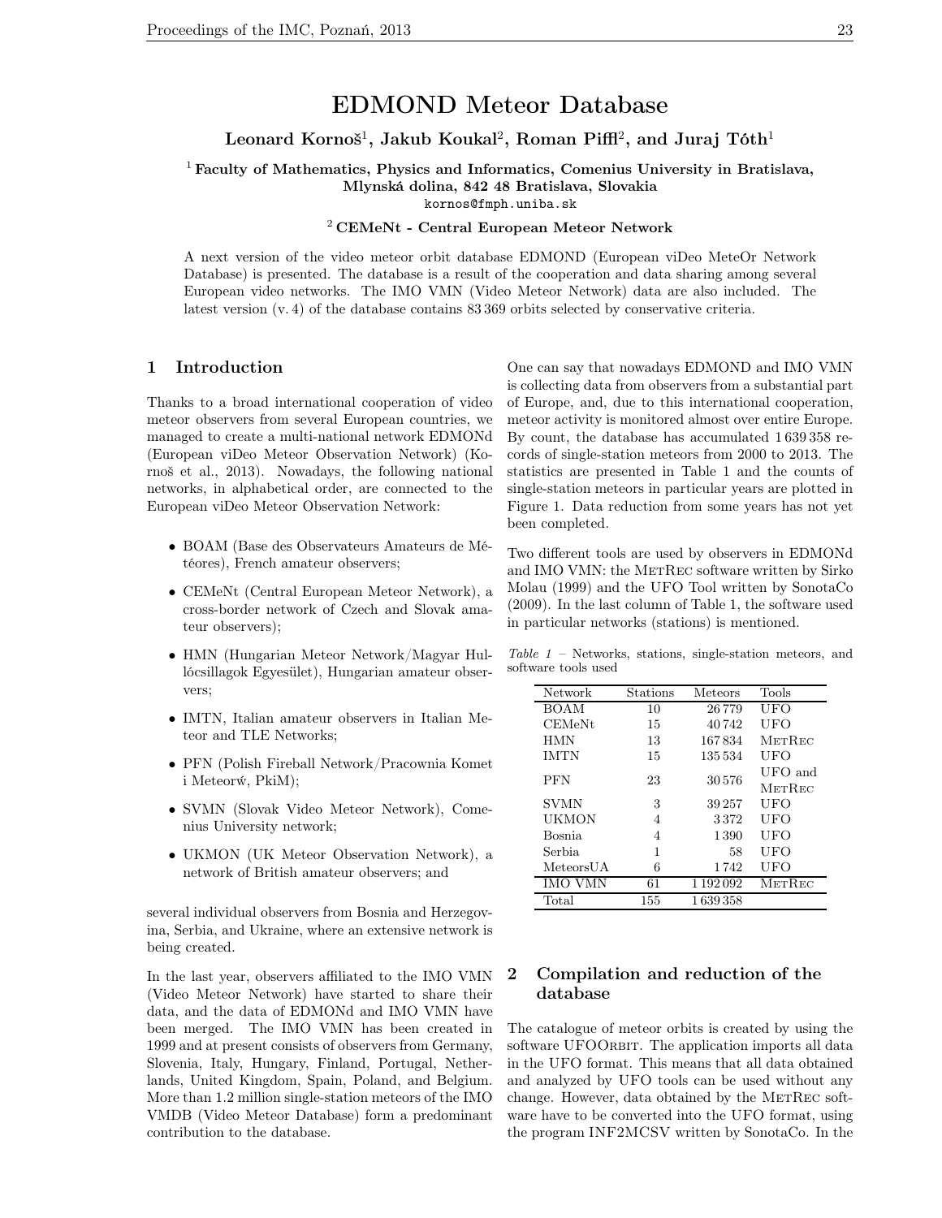# EDMOND Meteor Database

**Leonard Kornoš[1], Jakub Koukal[2], Roman Piffl[2], and Juraj Tóth[1]**

[1] **Faculty of Mathematics, Physics and Informatics, Comenius University in Bratislava, Mlynská dolina, 842 48 Bratislava, Slovakia**
`kornos@fmph.uniba.sk`

[2] **CEMeNt - Central European Meteor Network**

A next version of the video meteor orbit database EDMOND (European viDeo MeteOr Network Database) is presented. The database is a result of the cooperation and data sharing among several European video networks. The IMO VMN (Video Meteor Network) data are also included. The latest version (v. 4) of the database contains 83 369 orbits selected by conservative criteria.

## 1 Introduction

Thanks to a broad international cooperation of video meteor observers from several European countries, we managed to create a multi-national network EDMONd (European viDeo Meteor Observation Network) (Kornoš et al., 2013). Nowadays, the following national networks, in alphabetical order, are connected to the European viDeo Meteor Observation Network:

- BOAM (Base des Observateurs Amateurs de Météores), French amateur observers;
- CEMeNt (Central European Meteor Network), a cross-border network of Czech and Slovak amateur observers);
- HMN (Hungarian Meteor Network/Magyar Hullócsillagok Egyesület), Hungarian amateur observers;
- IMTN, Italian amateur observers in Italian Meteor and TLE Networks;
- PFN (Polish Fireball Network/Pracownia Komet i Meteorẃ, PkiM);
- SVMN (Slovak Video Meteor Network), Comenius University network;
- UKMON (UK Meteor Observation Network), a network of British amateur observers; and

several individual observers from Bosnia and Herzegovina, Serbia, and Ukraine, where an extensive network is being created.

In the last year, observers affiliated to the IMO VMN (Video Meteor Network) have started to share their data, and the data of EDMONd and IMO VMN have been merged. The IMO VMN has been created in 1999 and at present consists of observers from Germany, Slovenia, Italy, Hungary, Finland, Portugal, Netherlands, United Kingdom, Spain, Poland, and Belgium. More than 1.2 million single-station meteors of the IMO VMDB (Video Meteor Database) form a predominant contribution to the database.

One can say that nowadays EDMOND and IMO VMN is collecting data from observers from a substantial part of Europe, and, due to this international cooperation, meteor activity is monitored almost over entire Europe. By count, the database has accumulated 1 639 358 records of single-station meteors from 2000 to 2013. The statistics are presented in Table 1 and the counts of single-station meteors in particular years are plotted in Figure 1. Data reduction from some years has not yet been completed.

Two different tools are used by observers in EDMONd and IMO VMN: the MetRec software written by Sirko Molau (1999) and the UFO Tool written by SonotaCo (2009). In the last column of Table 1, the software used in particular networks (stations) is mentioned.

*Table 1* – Networks, stations, single-station meteors, and software tools used

| Network | Stations | Meteors | Tools |
|---|---|---|---|
| BOAM | 10 | 26 779 | UFO |
| CEMeNt | 15 | 40 742 | UFO |
| HMN | 13 | 167 834 | MetRec |
| IMTN | 15 | 135 534 | UFO |
| PFN | 23 | 30 576 | UFO and MetRec |
| SVMN | 3 | 39 257 | UFO |
| UKMON | 4 | 3 372 | UFO |
| Bosnia | 4 | 1 390 | UFO |
| Serbia | 1 | 58 | UFO |
| MeteorsUA | 6 | 1 742 | UFO |
| IMO VMN | 61 | 1 192 092 | MetRec |
| Total | 155 | 1 639 358 | |

## 2 Compilation and reduction of the database

The catalogue of meteor orbits is created by using the software UFOOrbit. The application imports all data in the UFO format. This means that all data obtained and analyzed by UFO tools can be used without any change. However, data obtained by the MetRec software have to be converted into the UFO format, using the program INF2MCSV written by SonotaCo. In the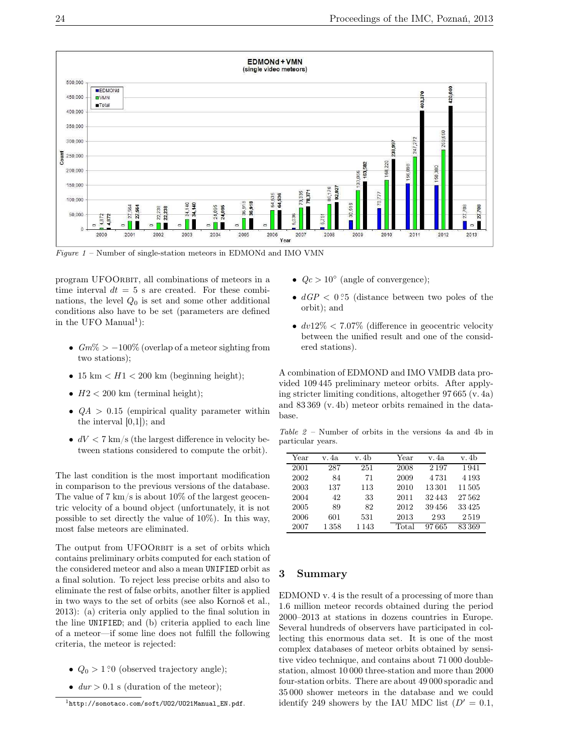*Figure 1* – Number of single-station meteors in EDMONDd and IMO VMN

program UFOORBIT, all combinations of meteors in a time interval $dt = 5$ s are created. For these combinations, the level $Q_0$ is set and some other additional conditions also have to be set (parameters are defined in the UFO Manual[1]):

- $Gm\% > -100\%$ (overlap of a meteor sighting from two stations);
- 15 km $< H1 <$ 200 km (beginning height);
- $H2 <$ 200 km (terminal height);
- $QA > 0.15$ (empirical quality parameter within the interval [0,1]); and
- $dV < 7$ km/s (the largest difference in velocity between stations considered to compute the orbit).

The last condition is the most important modification in comparison to the previous versions of the database. The value of 7 km/s is about 10% of the largest geocentric velocity of a bound object (unfortunately, it is not possible to set directly the value of 10%). In this way, most false meteors are eliminated.

The output from UFOORBIT is a set of orbits which contains preliminary orbits computed for each station of the considered meteor and also a mean `UNIFIED` orbit as a final solution. To reject less precise orbits and also to eliminate the rest of false orbits, another filter is applied in two ways to the set of orbits (see also Kornoš et al., 2013): (a) criteria only applied to the final solution in the line `UNIFIED`; and (b) criteria applied to each line of a meteor—if some line does not fulfill the following criteria, the meteor is rejected:

- $Q_0 > 1.^\circ0$ (observed trajectory angle);
- $dur > 0.1$ s (duration of the meteor);
- $Qc > 10^\circ$ (angle of convergence);
- $dGP < 0.^\circ5$ (distance between two poles of the orbit); and
- $dv12\% < 7.07\%$ (difference in geocentric velocity between the unified result and one of the considered stations).

A combination of EDMOND and IMO VMDB data provided 109 445 preliminary meteor orbits. After applying stricter limiting conditions, altogether 97 665 (v. 4a) and 83 369 (v. 4b) meteor orbits remained in the database.

*Table 2* – Number of orbits in the versions 4a and 4b in particular years.

| Year | v. 4a | v. 4b | Year | v. 4a | v. 4b |
|---|---|---|---|---|---|
| 2001 | 287 | 251 | 2008 | 2 197 | 1 941 |
| 2002 | 84 | 71 | 2009 | 4 731 | 4 193 |
| 2003 | 137 | 113 | 2010 | 13 301 | 11 505 |
| 2004 | 42 | 33 | 2011 | 32 443 | 27 562 |
| 2005 | 89 | 82 | 2012 | 39 456 | 33 425 |
| 2006 | 601 | 531 | 2013 | 2 93 | 2 519 |
| 2007 | 1 358 | 1 143 | Total | 97 665 | 83 369 |

## 3 Summary

EDMOND v. 4 is the result of a processing of more than 1.6 million meteor records obtained during the period 2000–2013 at stations in dozens countries in Europe. Several hundreds of observers have participated in collecting this enormous data set. It is one of the most complex databases of meteor orbits obtained by sensitive video technique, and contains about 71 000 double-station, almost 10 000 three-station and more than 2000 four-station orbits. There are about 49 000 sporadic and 35 000 shower meteors in the database and we could identify 249 showers by the IAU MDC list ($D' = 0.1$,

[1] `http://sonotaco.com/soft/UO2/UO21Manual_EN.pdf`.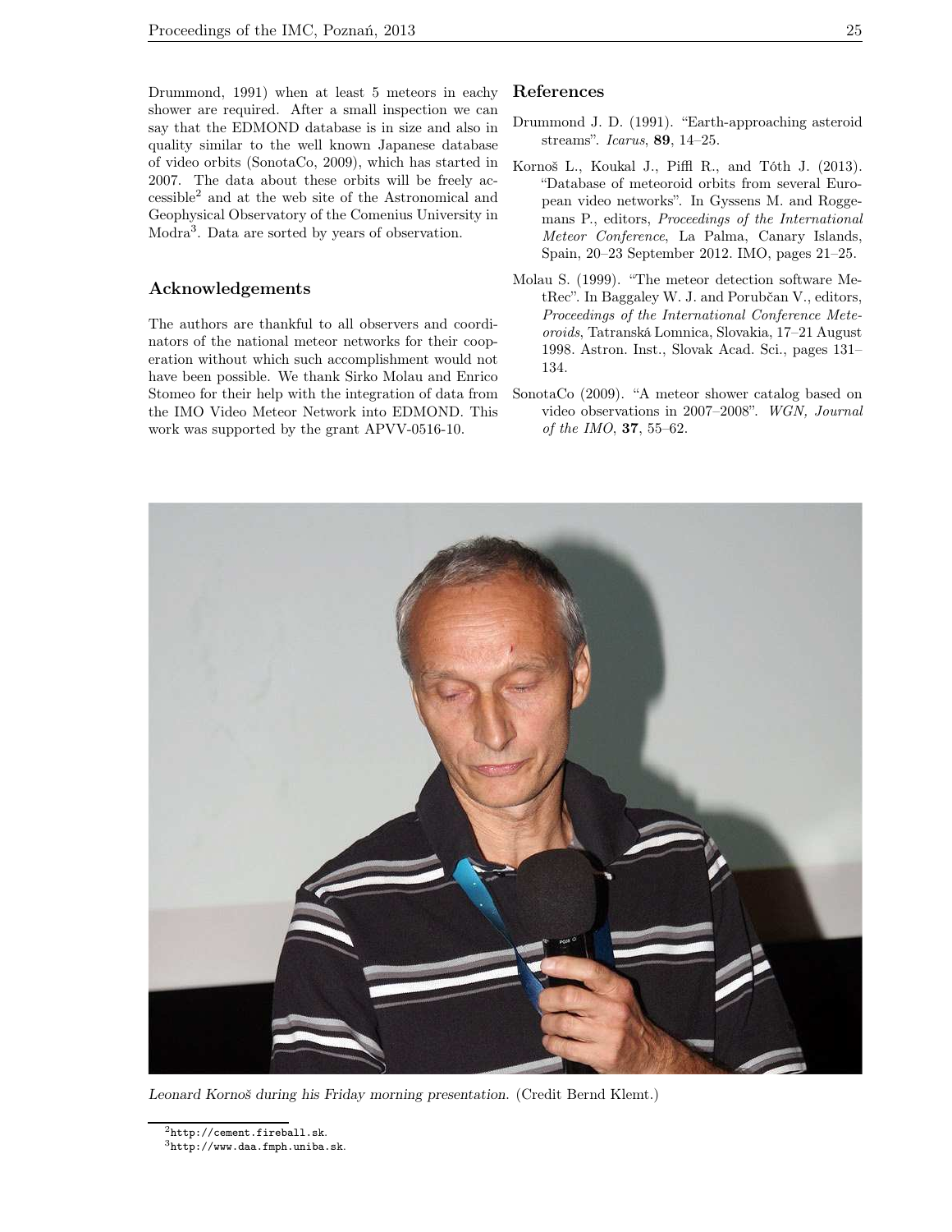Drummond, 1991) when at least 5 meteors in eachy shower are required. After a small inspection we can say that the EDMOND database is in size and also in quality similar to the well known Japanese database of video orbits (SonotaCo, 2009), which has started in 2007. The data about these orbits will be freely accessible[2] and at the web site of the Astronomical and Geophysical Observatory of the Comenius University in Modra[3]. Data are sorted by years of observation.

## Acknowledgements

The authors are thankful to all observers and coordinators of the national meteor networks for their cooperation without which such accomplishment would not have been possible. We thank Sirko Molau and Enrico Stomeo for their help with the integration of data from the IMO Video Meteor Network into EDMOND. This work was supported by the grant APVV-0516-10.

## References

Drummond J. D. (1991). "Earth-approaching asteroid streams". *Icarus*, **89**, 14–25.

Kornoš L., Koukal J., Piffl R., and Tóth J. (2013). "Database of meteoroid orbits from several European video networks". In Gyssens M. and Roggemans P., editors, *Proceedings of the International Meteor Conference*, La Palma, Canary Islands, Spain, 20–23 September 2012. IMO, pages 21–25.

Molau S. (1999). "The meteor detection software MetRec". In Baggaley W. J. and Porubčan V., editors, *Proceedings of the International Conference Meteoroids*, Tatranská Lomnica, Slovakia, 17–21 August 1998. Astron. Inst., Slovak Acad. Sci., pages 131–134.

SonotaCo (2009). "A meteor shower catalog based on video observations in 2007–2008". *WGN, Journal of the IMO*, **37**, 55–62.

*Leonard Kornoš during his Friday morning presentation.* (Credit Bernd Klemt.)

[2] http://cement.fireball.sk.

[3] http://www.daa.fmph.uniba.sk.